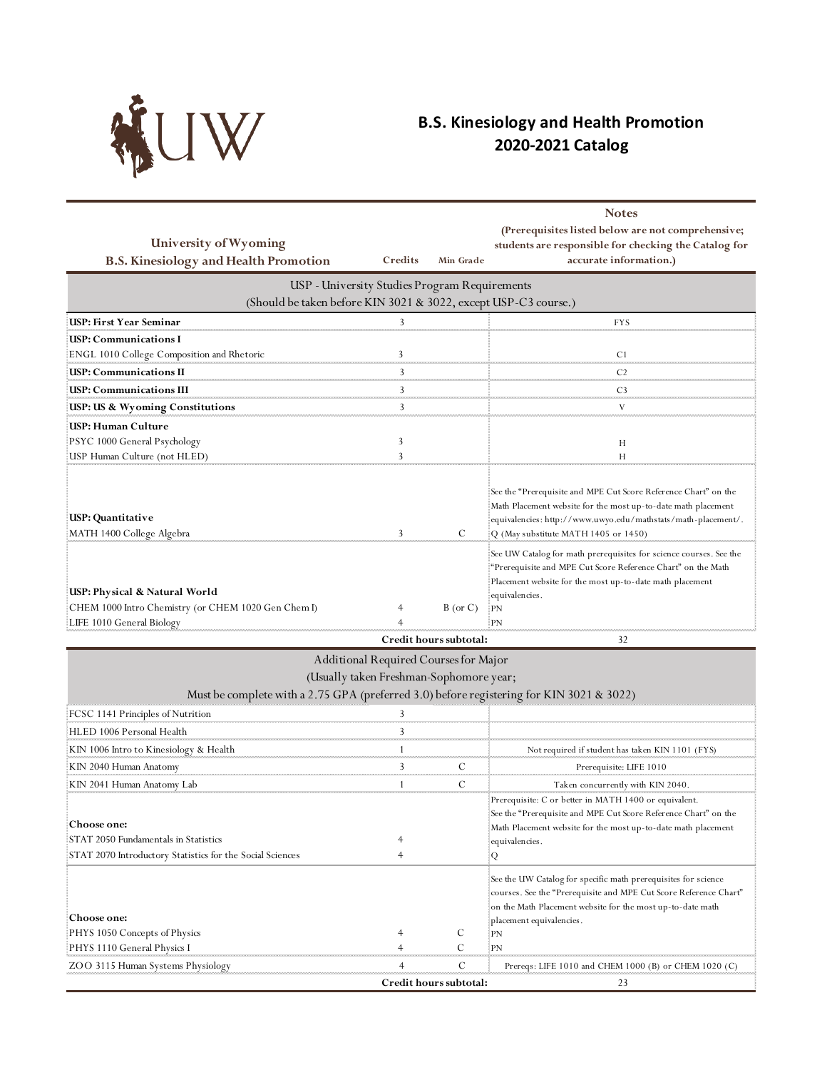# B.S. Kinesiology and Health Promotion
## 2020-2021 Catalog

| University of Wyoming<br>B.S. Kinesiology and Health Promotion | Credits | Min Grade | Notes<br>(Prerequisites listed below are not comprehensive; students are responsible for checking the Catalog for accurate information.) |
|---|---|---|---|
| **USP - University Studies Program Requirements (Should be taken before KIN 3021 & 3022, except USP-C3 course.)** | | | |
| **USP: First Year Seminar** | 3 | | FYS |
| **USP: Communications I** | | | |
| ENGL 1010 College Composition and Rhetoric | 3 | | C1 |
| **USP: Communications II** | 3 | | C2 |
| **USP: Communications III** | 3 | | C3 |
| **USP: US & Wyoming Constitutions** | 3 | | V |
| **USP: Human Culture** | | | |
| PSYC 1000 General Psychology | 3 | | H |
| USP Human Culture (not HLED) | 3 | | H |
| **USP: Quantitative** | | | See the "Prerequisite and MPE Cut Score Reference Chart" on the Math Placement website for the most up-to-date math placement equivalencies: http://www.uwyo.edu/mathstats/math-placement/. |
| MATH 1400 College Algebra | 3 | C | Q (May substitute MATH 1405 or 1450) |
| **USP: Physical & Natural World** | | | See UW Catalog for math prerequisites for science courses. See the "Prerequisite and MPE Cut Score Reference Chart" on the Math Placement website for the most up-to-date math placement equivalencies. |
| CHEM 1000 Intro Chemistry (or CHEM 1020 Gen Chem I) | 4 | B (or C) | PN |
| LIFE 1010 General Biology | 4 | | PN |
| | **Credit hours subtotal:** | | 32 |
| **Additional Required Courses for Major (Usually taken Freshman-Sophomore year; Must be complete with a 2.75 GPA (preferred 3.0) before registering for KIN 3021 & 3022)** | | | |
| FCSC 1141 Principles of Nutrition | 3 | | |
| HLED 1006 Personal Health | 3 | | |
| KIN 1006 Intro to Kinesiology & Health | 1 | | Not required if student has taken KIN 1101 (FYS) |
| KIN 2040 Human Anatomy | 3 | C | Prerequisite: LIFE 1010 |
| KIN 2041 Human Anatomy Lab | 1 | C | Taken concurrently with KIN 2040. |
| **Choose one:** | | | Prerequisite: C or better in MATH 1400 or equivalent. See the "Prerequisite and MPE Cut Score Reference Chart" on the Math Placement website for the most up-to-date math placement equivalencies. |
| STAT 2050 Fundamentals in Statistics | 4 | | |
| STAT 2070 Introductory Statistics for the Social Sciences | 4 | | Q |
| **Choose one:** | | | See the UW Catalog for specific math prerequisites for science courses. See the "Prerequisite and MPE Cut Score Reference Chart" on the Math Placement website for the most up-to-date math placement equivalencies. |
| PHYS 1050 Concepts of Physics | 4 | C | PN |
| PHYS 1110 General Physics I | 4 | C | PN |
| ZOO 3115 Human Systems Physiology | 4 | C | Prereqs: LIFE 1010 and CHEM 1000 (B) or CHEM 1020 (C) |
| | **Credit hours subtotal:** | | 23 |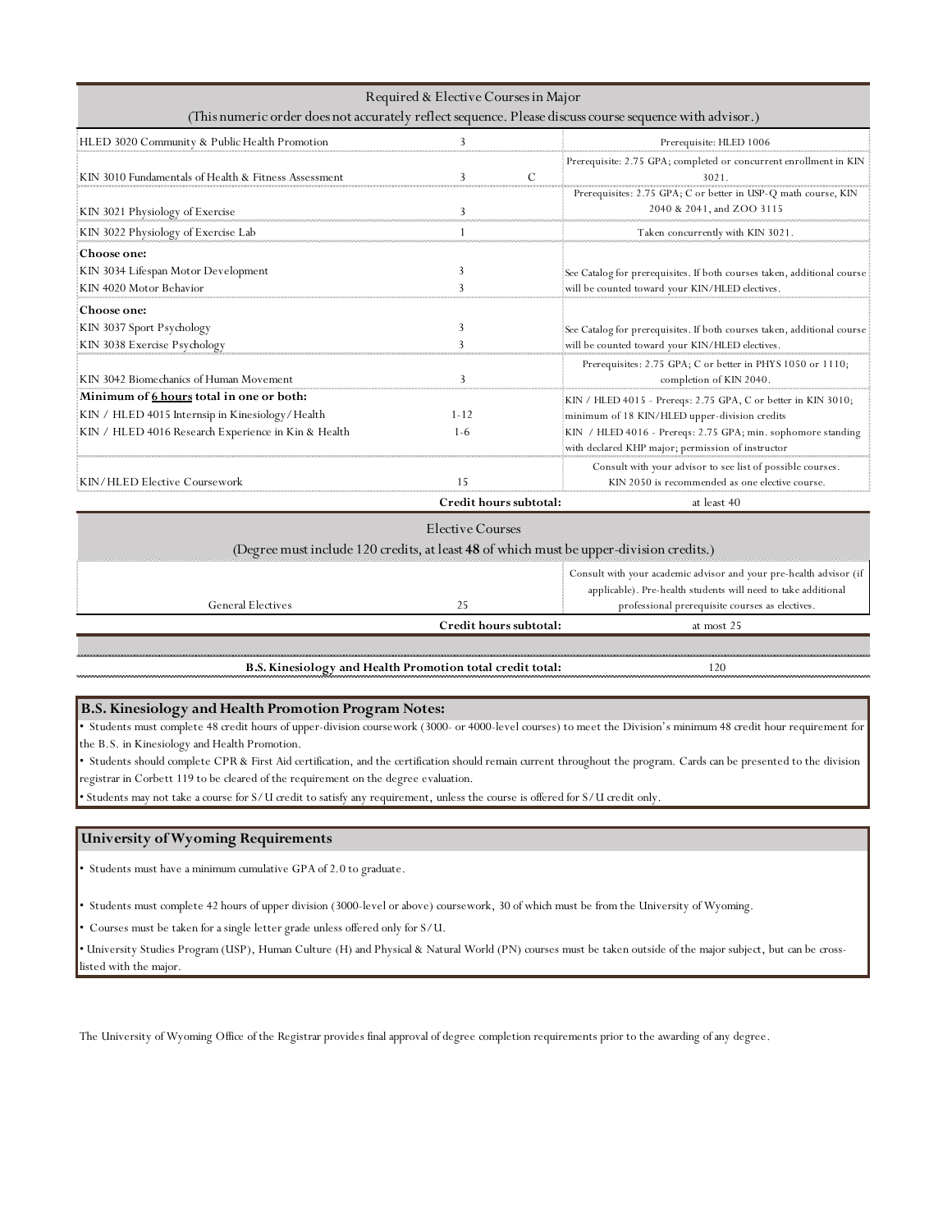| Required & Elective Courses in Major<br>(This numeric order does not accurately reflect sequence. Please discuss course sequence with advisor.) | | | |
|---|---|---|---|
| HLED 3020 Community & Public Health Promotion | 3 | | Prerequisite: HLED 1006 |
| KIN 3010 Fundamentals of Health & Fitness Assessment | 3 | C | Prerequisite: 2.75 GPA; completed or concurrent enrollment in KIN 3021. |
| KIN 3021 Physiology of Exercise | 3 | | Prerequisites: 2.75 GPA; C or better in USP-Q math course, KIN 2040 & 2041, and ZOO 3115 |
| KIN 3022 Physiology of Exercise Lab | 1 | | Taken concurrently with KIN 3021. |
| **Choose one:** | | | |
| KIN 3034 Lifespan Motor Development | 3 | | See Catalog for prerequisites. If both courses taken, additional course will be counted toward your KIN/HLED electives. |
| KIN 4020 Motor Behavior | 3 | | |
| **Choose one:** | | | |
| KIN 3037 Sport Psychology | 3 | | See Catalog for prerequisites. If both courses taken, additional course will be counted toward your KIN/HLED electives. |
| KIN 3038 Exercise Psychology | 3 | | |
| KIN 3042 Biomechanics of Human Movement | 3 | | Prerequisites: 2.75 GPA; C or better in PHYS 1050 or 1110; completion of KIN 2040. |
| **Minimum of <u>6 hours</u> total in one or both:** | | | KIN / HLED 4015 - Prereqs: 2.75 GPA, C or better in KIN 3010; minimum of 18 KIN/HLED upper-division credits |
| KIN / HLED 4015 Internsip in Kinesiology/Health | 1-12 | | |
| KIN / HLED 4016 Research Experience in Kin & Health | 1-6 | | KIN / HLED 4016 - Prereqs: 2.75 GPA; min. sophomore standing with declared KHP major; permission of instructor |
| KIN/HLED Elective Coursework | 15 | | Consult with your advisor to see list of possible courses. KIN 2050 is recommended as one elective course. |
| | **Credit hours subtotal:** | | at least 40 |

| Elective Courses<br>(Degree must include 120 credits, at least **48** of which must be upper-division credits.) | | |
|---|---|---|
| General Electives | 25 | Consult with your academic advisor and your pre-health advisor (if applicable). Pre-health students will need to take additional professional prerequisite courses as electives. |
| | **Credit hours subtotal:** | at most 25 |
| | | |
| **B.S. Kinesiology and Health Promotion total credit total:** | | 120 |

## B.S. Kinesiology and Health Promotion Program Notes:

- Students must complete 48 credit hours of upper-division coursework (3000- or 4000-level courses) to meet the Division's minimum 48 credit hour requirement for the B.S. in Kinesiology and Health Promotion.
- Students should complete CPR & First Aid certification, and the certification should remain current throughout the program. Cards can be presented to the division registrar in Corbett 119 to be cleared of the requirement on the degree evaluation.
- Students may not take a course for S/U credit to satisfy any requirement, unless the course is offered for S/U credit only.

## University of Wyoming Requirements

- Students must have a minimum cumulative GPA of 2.0 to graduate.
- Students must complete 42 hours of upper division (3000-level or above) coursework, 30 of which must be from the University of Wyoming.
- Courses must be taken for a single letter grade unless offered only for S/U.
- University Studies Program (USP), Human Culture (H) and Physical & Natural World (PN) courses must be taken outside of the major subject, but can be cross-listed with the major.

The University of Wyoming Office of the Registrar provides final approval of degree completion requirements prior to the awarding of any degree.